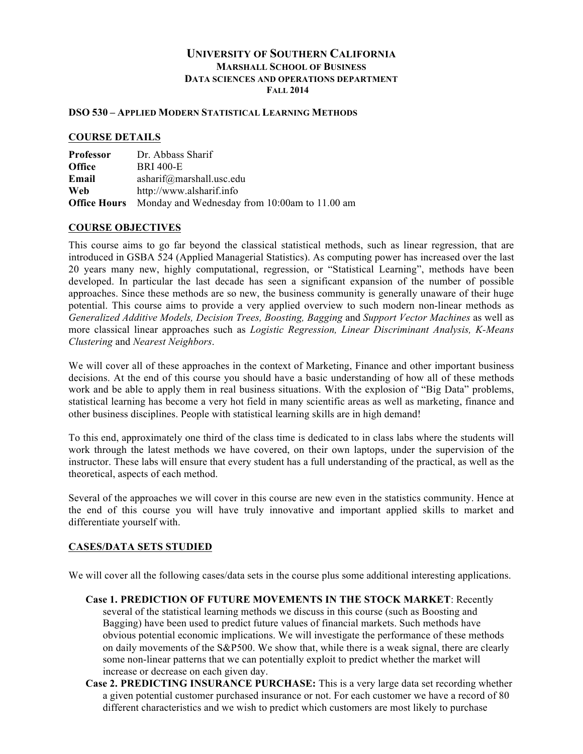# UNIVERSITY OF SOUTHERN CALIFORNIA
## MARSHALL SCHOOL OF BUSINESS
## DATA SCIENCES AND OPERATIONS DEPARTMENT
## FALL 2014

**DSO 530 – APPLIED MODERN STATISTICAL LEARNING METHODS**

## COURSE DETAILS

| | |
|---|---|
| **Professor** | Dr. Abbass Sharif |
| **Office** | BRI 400-E |
| **Email** | asharif@marshall.usc.edu |
| **Web** | http://www.alsharif.info |
| **Office Hours** | Monday and Wednesday from 10:00am to 11.00 am |

## COURSE OBJECTIVES

This course aims to go far beyond the classical statistical methods, such as linear regression, that are introduced in GSBA 524 (Applied Managerial Statistics). As computing power has increased over the last 20 years many new, highly computational, regression, or "Statistical Learning", methods have been developed. In particular the last decade has seen a significant expansion of the number of possible approaches. Since these methods are so new, the business community is generally unaware of their huge potential. This course aims to provide a very applied overview to such modern non-linear methods as *Generalized Additive Models, Decision Trees, Boosting, Bagging* and *Support Vector Machines* as well as more classical linear approaches such as *Logistic Regression, Linear Discriminant Analysis, K-Means Clustering* and *Nearest Neighbors*.

We will cover all of these approaches in the context of Marketing, Finance and other important business decisions. At the end of this course you should have a basic understanding of how all of these methods work and be able to apply them in real business situations. With the explosion of "Big Data" problems, statistical learning has become a very hot field in many scientific areas as well as marketing, finance and other business disciplines. People with statistical learning skills are in high demand!

To this end, approximately one third of the class time is dedicated to in class labs where the students will work through the latest methods we have covered, on their own laptops, under the supervision of the instructor. These labs will ensure that every student has a full understanding of the practical, as well as the theoretical, aspects of each method.

Several of the approaches we will cover in this course are new even in the statistics community. Hence at the end of this course you will have truly innovative and important applied skills to market and differentiate yourself with.

## CASES/DATA SETS STUDIED

We will cover all the following cases/data sets in the course plus some additional interesting applications.

**Case 1. PREDICTION OF FUTURE MOVEMENTS IN THE STOCK MARKET**: Recently several of the statistical learning methods we discuss in this course (such as Boosting and Bagging) have been used to predict future values of financial markets. Such methods have obvious potential economic implications. We will investigate the performance of these methods on daily movements of the S&P500. We show that, while there is a weak signal, there are clearly some non-linear patterns that we can potentially exploit to predict whether the market will increase or decrease on each given day.

**Case 2. PREDICTING INSURANCE PURCHASE:** This is a very large data set recording whether a given potential customer purchased insurance or not. For each customer we have a record of 80 different characteristics and we wish to predict which customers are most likely to purchase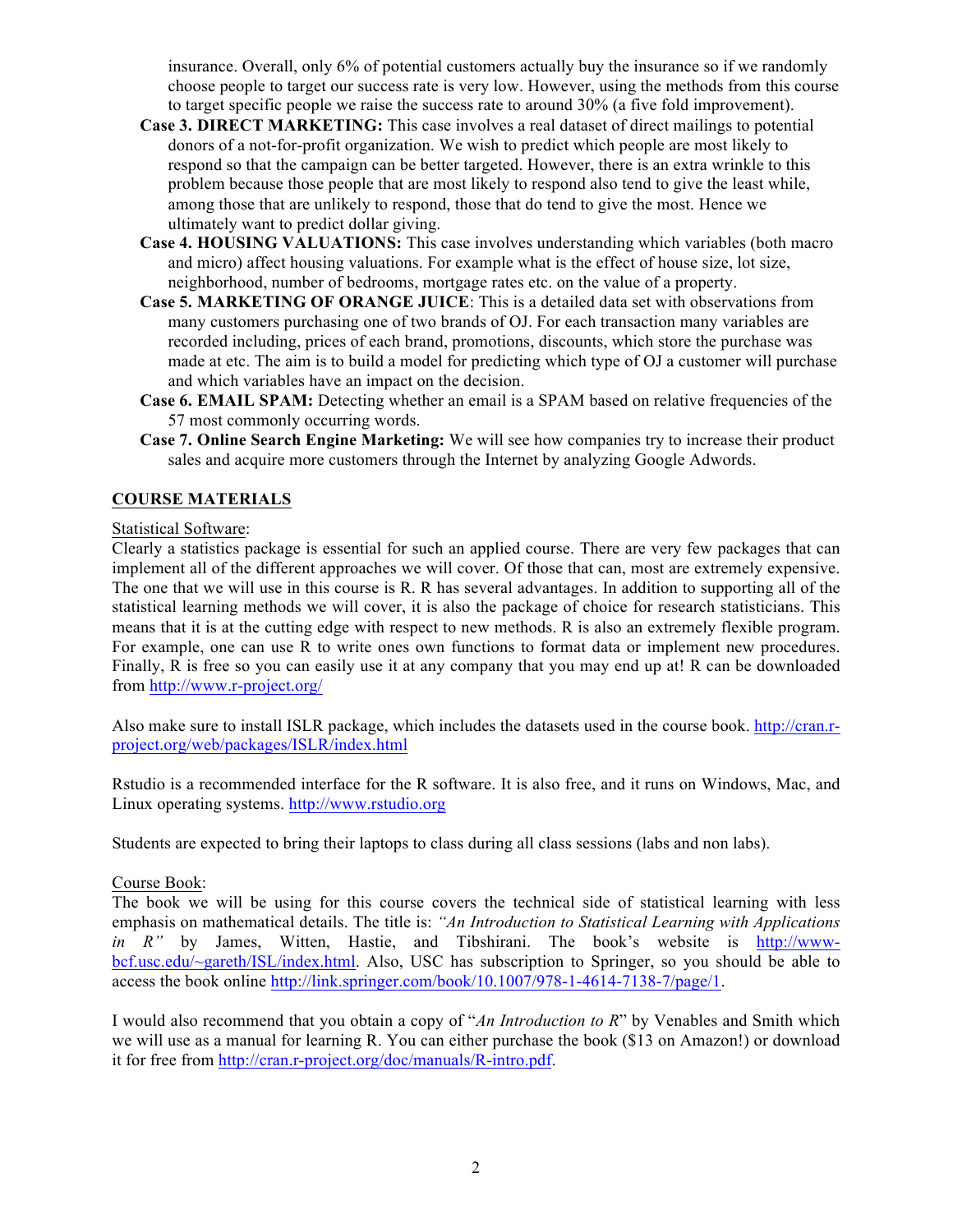insurance. Overall, only 6% of potential customers actually buy the insurance so if we randomly choose people to target our success rate is very low. However, using the methods from this course to target specific people we raise the success rate to around 30% (a five fold improvement).

**Case 3. DIRECT MARKETING:** This case involves a real dataset of direct mailings to potential donors of a not-for-profit organization. We wish to predict which people are most likely to respond so that the campaign can be better targeted. However, there is an extra wrinkle to this problem because those people that are most likely to respond also tend to give the least while, among those that are unlikely to respond, those that do tend to give the most. Hence we ultimately want to predict dollar giving.

**Case 4. HOUSING VALUATIONS:** This case involves understanding which variables (both macro and micro) affect housing valuations. For example what is the effect of house size, lot size, neighborhood, number of bedrooms, mortgage rates etc. on the value of a property.

**Case 5. MARKETING OF ORANGE JUICE**: This is a detailed data set with observations from many customers purchasing one of two brands of OJ. For each transaction many variables are recorded including, prices of each brand, promotions, discounts, which store the purchase was made at etc. The aim is to build a model for predicting which type of OJ a customer will purchase and which variables have an impact on the decision.

**Case 6. EMAIL SPAM:** Detecting whether an email is a SPAM based on relative frequencies of the 57 most commonly occurring words.

**Case 7. Online Search Engine Marketing:** We will see how companies try to increase their product sales and acquire more customers through the Internet by analyzing Google Adwords.

## COURSE MATERIALS

Statistical Software:

Clearly a statistics package is essential for such an applied course. There are very few packages that can implement all of the different approaches we will cover. Of those that can, most are extremely expensive. The one that we will use in this course is R. R has several advantages. In addition to supporting all of the statistical learning methods we will cover, it is also the package of choice for research statisticians. This means that it is at the cutting edge with respect to new methods. R is also an extremely flexible program. For example, one can use R to write ones own functions to format data or implement new procedures. Finally, R is free so you can easily use it at any company that you may end up at! R can be downloaded from http://www.r-project.org/

Also make sure to install ISLR package, which includes the datasets used in the course book. http://cran.r-project.org/web/packages/ISLR/index.html

Rstudio is a recommended interface for the R software. It is also free, and it runs on Windows, Mac, and Linux operating systems. http://www.rstudio.org

Students are expected to bring their laptops to class during all class sessions (labs and non labs).

Course Book:

The book we will be using for this course covers the technical side of statistical learning with less emphasis on mathematical details. The title is: *"An Introduction to Statistical Learning with Applications in R"* by James, Witten, Hastie, and Tibshirani. The book's website is http://www-bcf.usc.edu/~gareth/ISL/index.html. Also, USC has subscription to Springer, so you should be able to access the book online http://link.springer.com/book/10.1007/978-1-4614-7138-7/page/1.

I would also recommend that you obtain a copy of "*An Introduction to R*" by Venables and Smith which we will use as a manual for learning R. You can either purchase the book ($13 on Amazon!) or download it for free from http://cran.r-project.org/doc/manuals/R-intro.pdf.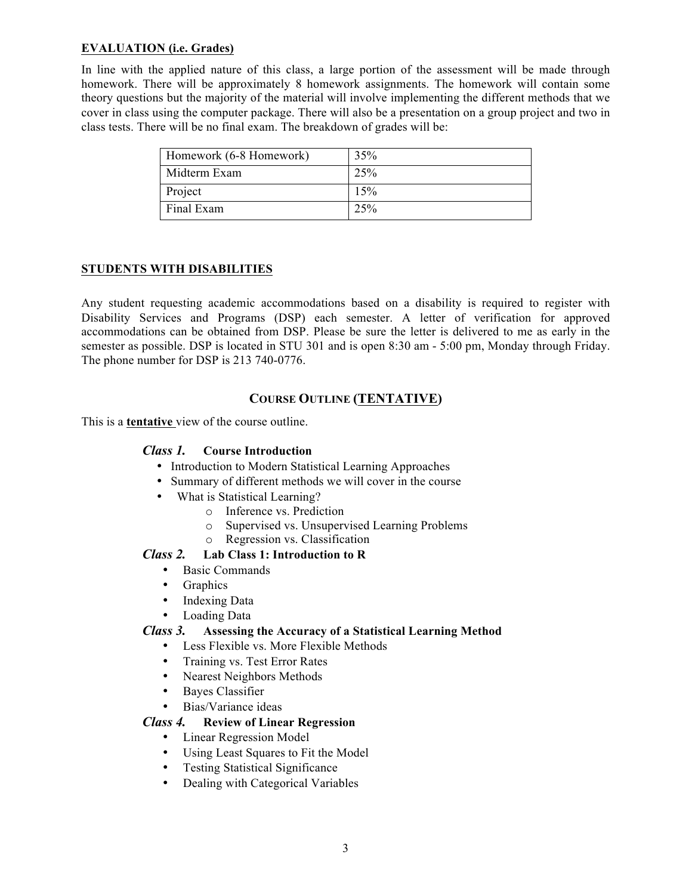**EVALUATION (i.e. Grades)**

In line with the applied nature of this class, a large portion of the assessment will be made through homework. There will be approximately 8 homework assignments. The homework will contain some theory questions but the majority of the material will involve implementing the different methods that we cover in class using the computer package. There will also be a presentation on a group project and two in class tests. There will be no final exam. The breakdown of grades will be:

| Homework (6-8 Homework) | 35% |
|---|---|
| Midterm Exam | 25% |
| Project | 15% |
| Final Exam | 25% |

**STUDENTS WITH DISABILITIES**

Any student requesting academic accommodations based on a disability is required to register with Disability Services and Programs (DSP) each semester. A letter of verification for approved accommodations can be obtained from DSP. Please be sure the letter is delivered to me as early in the semester as possible. DSP is located in STU 301 and is open 8:30 am - 5:00 pm, Monday through Friday. The phone number for DSP is 213 740-0776.

## COURSE OUTLINE (TENTATIVE)

This is a **tentative** view of the course outline.

***Class 1.*** **Course Introduction**

- Introduction to Modern Statistical Learning Approaches
- Summary of different methods we will cover in the course
- What is Statistical Learning?
  - Inference vs. Prediction
  - Supervised vs. Unsupervised Learning Problems
  - Regression vs. Classification

***Class 2.*** **Lab Class 1: Introduction to R**

- Basic Commands
- Graphics
- Indexing Data
- Loading Data

***Class 3.*** **Assessing the Accuracy of a Statistical Learning Method**

- Less Flexible vs. More Flexible Methods
- Training vs. Test Error Rates
- Nearest Neighbors Methods
- Bayes Classifier
- Bias/Variance ideas

***Class 4.*** **Review of Linear Regression**

- Linear Regression Model
- Using Least Squares to Fit the Model
- Testing Statistical Significance
- Dealing with Categorical Variables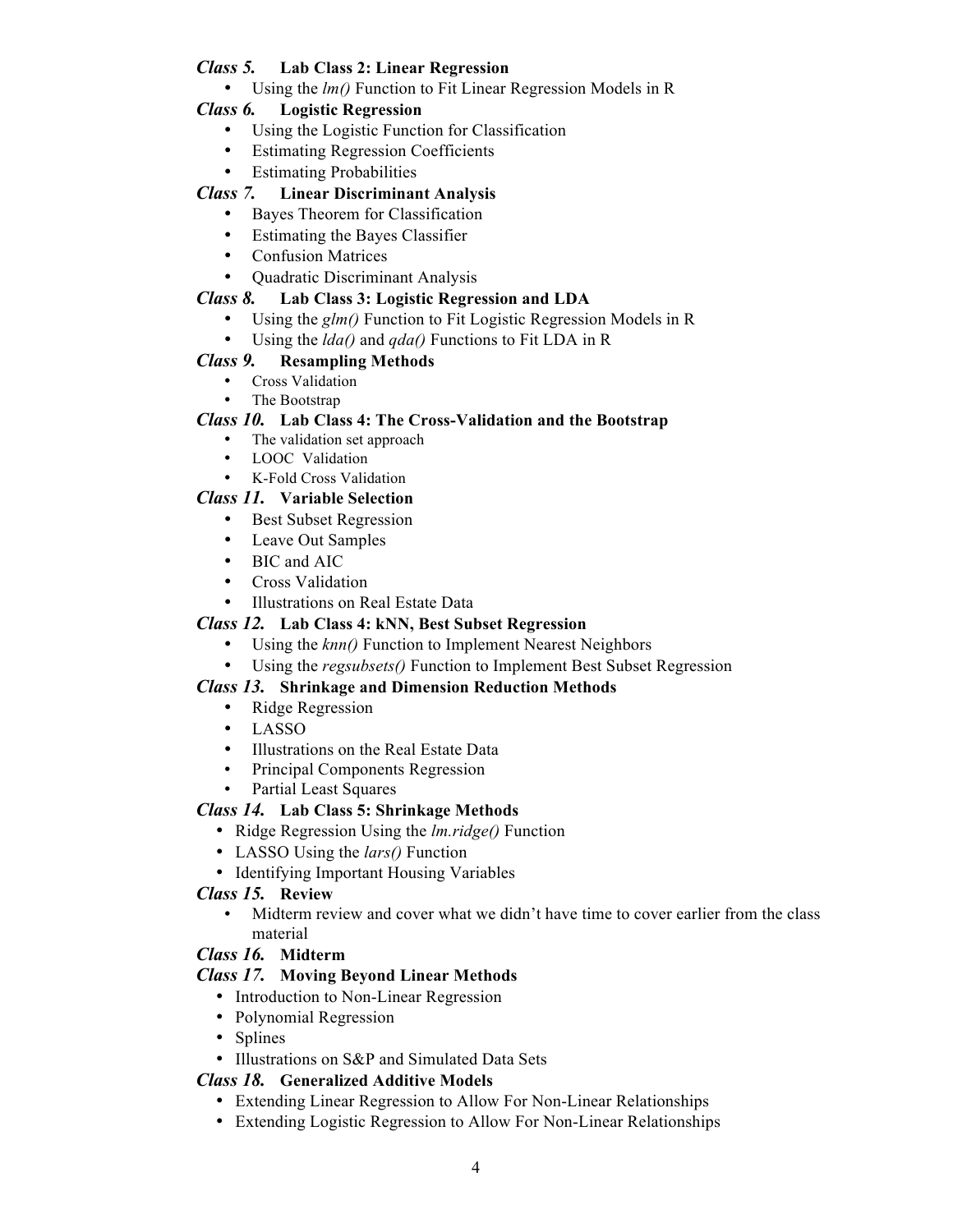***Class 5.*** **Lab Class 2: Linear Regression**

- Using the *lm()* Function to Fit Linear Regression Models in R

***Class 6.*** **Logistic Regression**

- Using the Logistic Function for Classification
- Estimating Regression Coefficients
- Estimating Probabilities

***Class 7.*** **Linear Discriminant Analysis**

- Bayes Theorem for Classification
- Estimating the Bayes Classifier
- Confusion Matrices
- Quadratic Discriminant Analysis

***Class 8.*** **Lab Class 3: Logistic Regression and LDA**

- Using the *glm()* Function to Fit Logistic Regression Models in R
- Using the *lda()* and *qda()* Functions to Fit LDA in R

***Class 9.*** **Resampling Methods**

- Cross Validation
- The Bootstrap

***Class 10.*** **Lab Class 4: The Cross-Validation and the Bootstrap**

- The validation set approach
- LOOC Validation
- K-Fold Cross Validation

***Class 11.*** **Variable Selection**

- Best Subset Regression
- Leave Out Samples
- BIC and AIC
- Cross Validation
- Illustrations on Real Estate Data

***Class 12.*** **Lab Class 4: kNN, Best Subset Regression**

- Using the *knn()* Function to Implement Nearest Neighbors
- Using the *regsubsets()* Function to Implement Best Subset Regression

***Class 13.*** **Shrinkage and Dimension Reduction Methods**

- Ridge Regression
- LASSO
- Illustrations on the Real Estate Data
- Principal Components Regression
- Partial Least Squares

***Class 14.*** **Lab Class 5: Shrinkage Methods**

- Ridge Regression Using the *lm.ridge()* Function
- LASSO Using the *lars()* Function
- Identifying Important Housing Variables

***Class 15.*** **Review**

- Midterm review and cover what we didn't have time to cover earlier from the class material

***Class 16.*** **Midterm**

***Class 17.*** **Moving Beyond Linear Methods**

- Introduction to Non-Linear Regression
- Polynomial Regression
- Splines
- Illustrations on S&P and Simulated Data Sets

***Class 18.*** **Generalized Additive Models**

- Extending Linear Regression to Allow For Non-Linear Relationships
- Extending Logistic Regression to Allow For Non-Linear Relationships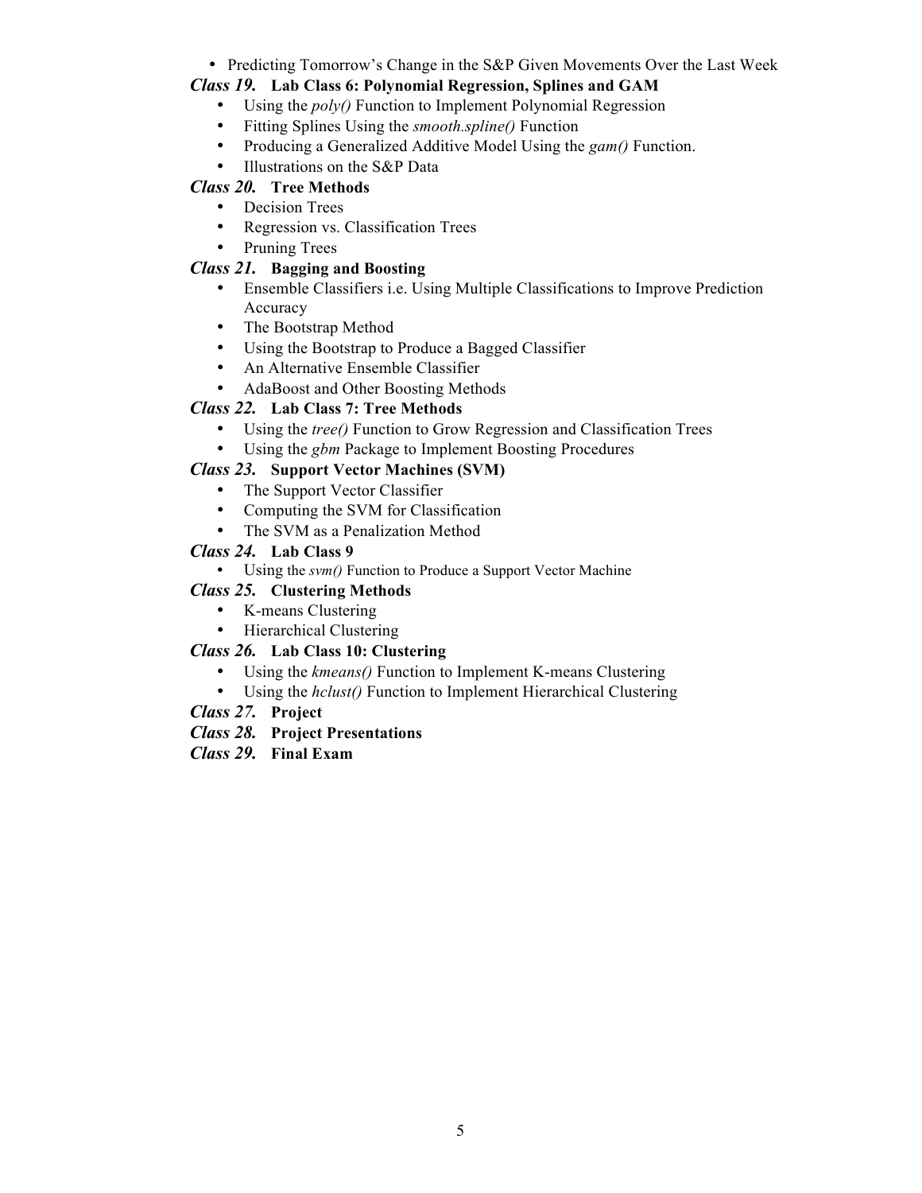- Predicting Tomorrow's Change in the S&P Given Movements Over the Last Week

***Class 19.*** **Lab Class 6: Polynomial Regression, Splines and GAM**

- Using the *poly()* Function to Implement Polynomial Regression
- Fitting Splines Using the *smooth.spline()* Function
- Producing a Generalized Additive Model Using the *gam()* Function.
- Illustrations on the S&P Data

***Class 20.*** **Tree Methods**

- Decision Trees
- Regression vs. Classification Trees
- Pruning Trees

***Class 21.*** **Bagging and Boosting**

- Ensemble Classifiers i.e. Using Multiple Classifications to Improve Prediction Accuracy
- The Bootstrap Method
- Using the Bootstrap to Produce a Bagged Classifier
- An Alternative Ensemble Classifier
- AdaBoost and Other Boosting Methods

***Class 22.*** **Lab Class 7: Tree Methods**

- Using the *tree()* Function to Grow Regression and Classification Trees
- Using the *gbm* Package to Implement Boosting Procedures

***Class 23.*** **Support Vector Machines (SVM)**

- The Support Vector Classifier
- Computing the SVM for Classification
- The SVM as a Penalization Method

***Class 24.*** **Lab Class 9**

- Using the *svm()* Function to Produce a Support Vector Machine

***Class 25.*** **Clustering Methods**

- K-means Clustering
- Hierarchical Clustering

***Class 26.*** **Lab Class 10: Clustering**

- Using the *kmeans()* Function to Implement K-means Clustering
- Using the *hclust()* Function to Implement Hierarchical Clustering

***Class 27.*** **Project**

***Class 28.*** **Project Presentations**

***Class 29.*** **Final Exam**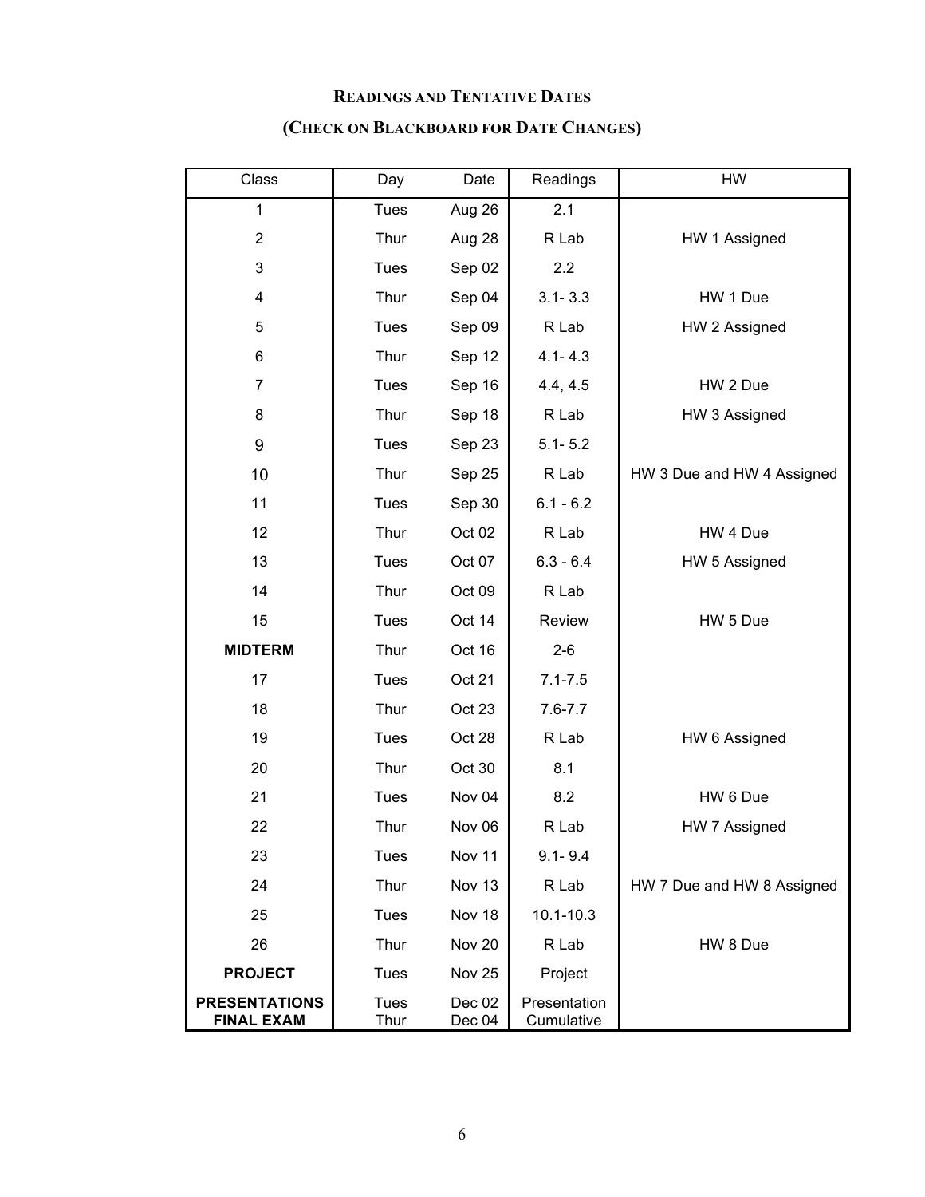## READINGS AND <u>TENTATIVE</u> DATES

## (CHECK ON BLACKBOARD FOR DATE CHANGES)

| Class | Day | Date | Readings | HW |
|---|---|---|---|---|
| 1 | Tues | Aug 26 | 2.1 | |
| 2 | Thur | Aug 28 | R Lab | HW 1 Assigned |
| 3 | Tues | Sep 02 | 2.2 | |
| 4 | Thur | Sep 04 | 3.1- 3.3 | HW 1 Due |
| 5 | Tues | Sep 09 | R Lab | HW 2 Assigned |
| 6 | Thur | Sep 12 | 4.1- 4.3 | |
| 7 | Tues | Sep 16 | 4.4, 4.5 | HW 2 Due |
| 8 | Thur | Sep 18 | R Lab | HW 3 Assigned |
| 9 | Tues | Sep 23 | 5.1- 5.2 | |
| 10 | Thur | Sep 25 | R Lab | HW 3 Due and HW 4 Assigned |
| 11 | Tues | Sep 30 | 6.1 - 6.2 | |
| 12 | Thur | Oct 02 | R Lab | HW 4 Due |
| 13 | Tues | Oct 07 | 6.3 - 6.4 | HW 5 Assigned |
| 14 | Thur | Oct 09 | R Lab | |
| 15 | Tues | Oct 14 | Review | HW 5 Due |
| **MIDTERM** | Thur | Oct 16 | 2-6 | |
| 17 | Tues | Oct 21 | 7.1-7.5 | |
| 18 | Thur | Oct 23 | 7.6-7.7 | |
| 19 | Tues | Oct 28 | R Lab | HW 6 Assigned |
| 20 | Thur | Oct 30 | 8.1 | |
| 21 | Tues | Nov 04 | 8.2 | HW 6 Due |
| 22 | Thur | Nov 06 | R Lab | HW 7 Assigned |
| 23 | Tues | Nov 11 | 9.1- 9.4 | |
| 24 | Thur | Nov 13 | R Lab | HW 7 Due and HW 8 Assigned |
| 25 | Tues | Nov 18 | 10.1-10.3 | |
| 26 | Thur | Nov 20 | R Lab | HW 8 Due |
| **PROJECT** | Tues | Nov 25 | Project | |
| **PRESENTATIONS** | Tues | Dec 02 | Presentation | |
| **FINAL EXAM** | Thur | Dec 04 | Cumulative | |